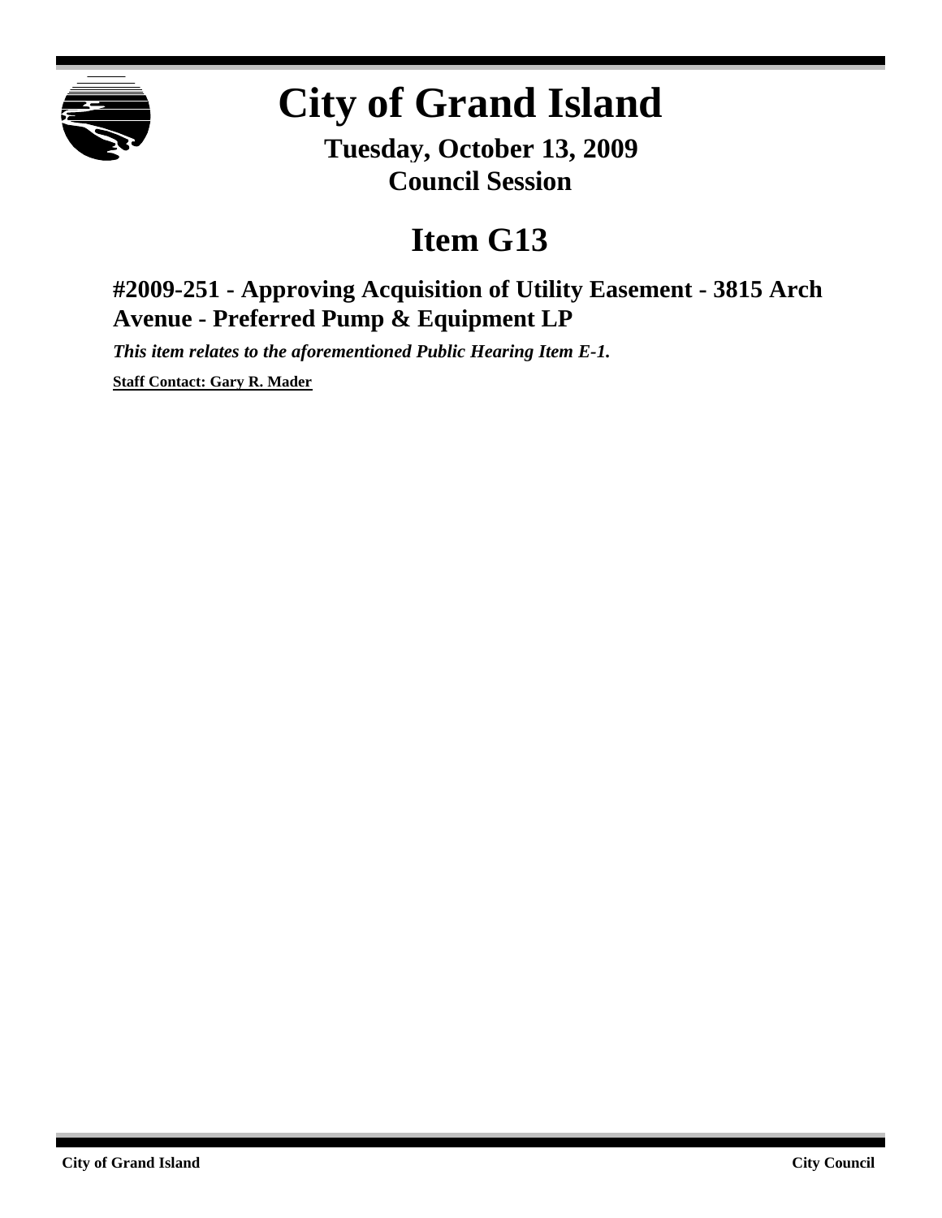# City of Grand Island

**Tuesday, October 13, 2009**
**Council Session**

## Item G13

### #2009-251 - Approving Acquisition of Utility Easement - 3815 Arch Avenue - Preferred Pump & Equipment LP

***This item relates to the aforementioned Public Hearing Item E-1.***

**Staff Contact: Gary R. Mader**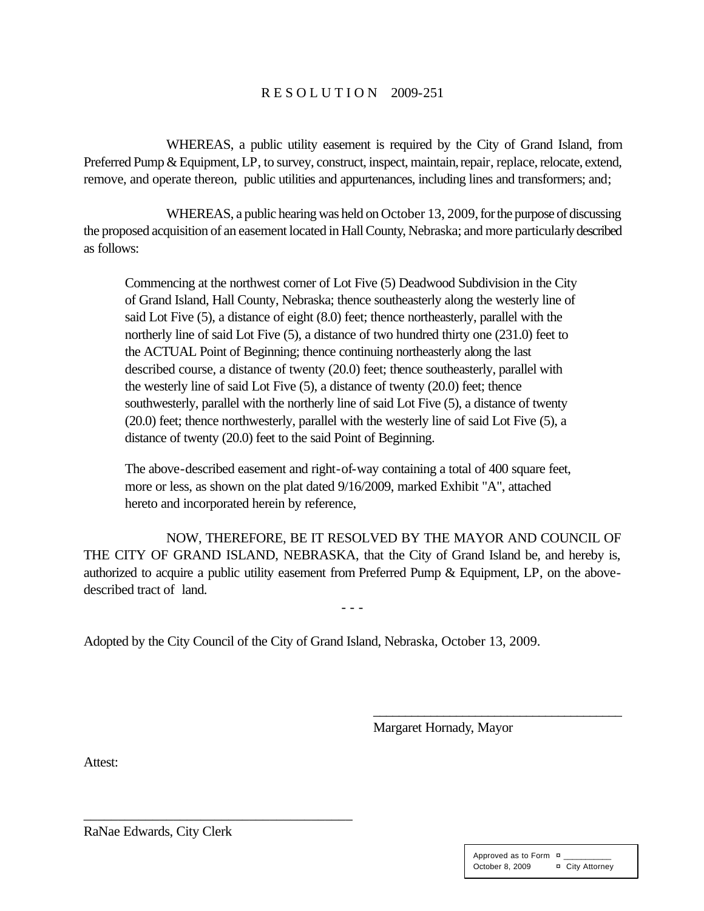# R E S O L U T I O N 2009-251

WHEREAS, a public utility easement is required by the City of Grand Island, from Preferred Pump & Equipment, LP, to survey, construct, inspect, maintain, repair, replace, relocate, extend, remove, and operate thereon, public utilities and appurtenances, including lines and transformers; and;

WHEREAS, a public hearing was held on October 13, 2009, for the purpose of discussing the proposed acquisition of an easement located in Hall County, Nebraska; and more particularly described as follows:

> Commencing at the northwest corner of Lot Five (5) Deadwood Subdivision in the City of Grand Island, Hall County, Nebraska; thence southeasterly along the westerly line of said Lot Five (5), a distance of eight (8.0) feet; thence northeasterly, parallel with the northerly line of said Lot Five (5), a distance of two hundred thirty one (231.0) feet to the ACTUAL Point of Beginning; thence continuing northeasterly along the last described course, a distance of twenty (20.0) feet; thence southeasterly, parallel with the westerly line of said Lot Five (5), a distance of twenty (20.0) feet; thence southwesterly, parallel with the northerly line of said Lot Five (5), a distance of twenty (20.0) feet; thence northwesterly, parallel with the westerly line of said Lot Five (5), a distance of twenty (20.0) feet to the said Point of Beginning.
>
> The above-described easement and right-of-way containing a total of 400 square feet, more or less, as shown on the plat dated 9/16/2009, marked Exhibit "A", attached hereto and incorporated herein by reference,

NOW, THEREFORE, BE IT RESOLVED BY THE MAYOR AND COUNCIL OF THE CITY OF GRAND ISLAND, NEBRASKA, that the City of Grand Island be, and hereby is, authorized to acquire a public utility easement from Preferred Pump & Equipment, LP, on the above-described tract of land.

- - -

Adopted by the City Council of the City of Grand Island, Nebraska, October 13, 2009.

\_\_\_\_\_\_\_\_\_\_\_\_\_\_\_\_\_\_\_\_\_\_\_\_\_\_\_\_\_\_\_\_\_\_\_\_\_\_\_

Margaret Hornady, Mayor

Attest:

\_\_\_\_\_\_\_\_\_\_\_\_\_\_\_\_\_\_\_\_\_\_\_\_\_\_\_\_\_\_\_\_\_\_\_\_\_\_\_

RaNae Edwards, City Clerk

| Approved as to Form ¤ \_\_\_\_\_\_\_\_\_\_ |
| --- |
| October 8, 2009 ¤ City Attorney |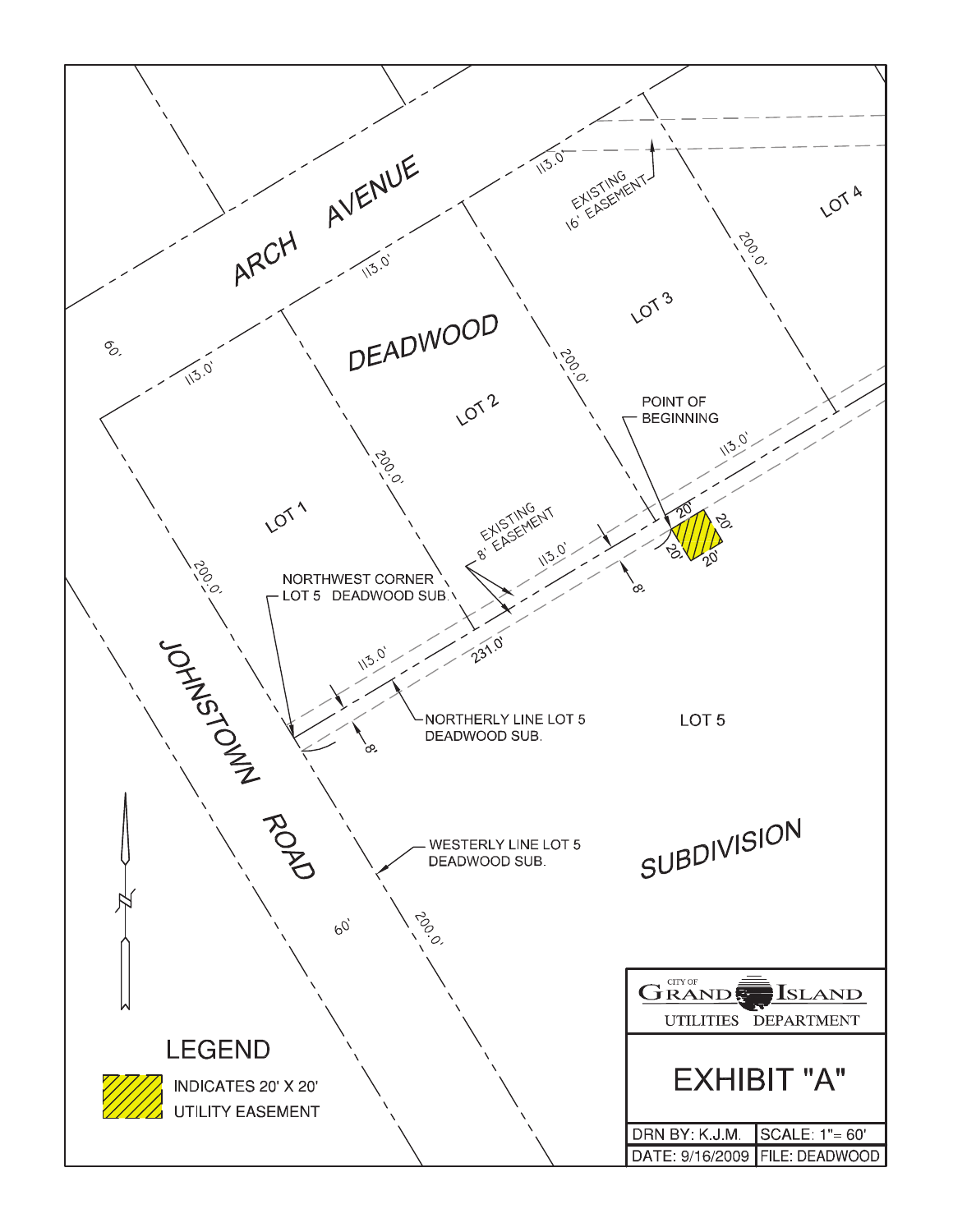ARCH AVENUE

60'

113.0'

113.0'

113.0'

EXISTING 16' EASEMENT

LOT 4

200.0'

LOT 3

DEADWOOD

LOT 2

200.0'

POINT OF BEGINNING

113.0'

LOT 1

200.0'

20'

20'

20'

20'

EXISTING 8' EASEMENT

113.0'

8'

200.0'

NORTHWEST CORNER LOT 5 DEADWOOD SUB.

113.0'

231.0'

JOHNSTOWN ROAD

NORTHERLY LINE LOT 5 DEADWOOD SUB.

8'

LOT 5

WESTERLY LINE LOT 5 DEADWOOD SUB.

SUBDIVISION

60'

200.0'

N

## LEGEND

INDICATES 20' X 20' UTILITY EASEMENT

CITY OF GRAND ISLAND

UTILITIES DEPARTMENT

# EXHIBIT "A"

| | |
|---|---|
| DRN BY: K.J.M. | SCALE: 1"= 60' |
| DATE: 9/16/2009 | FILE: DEADWOOD |